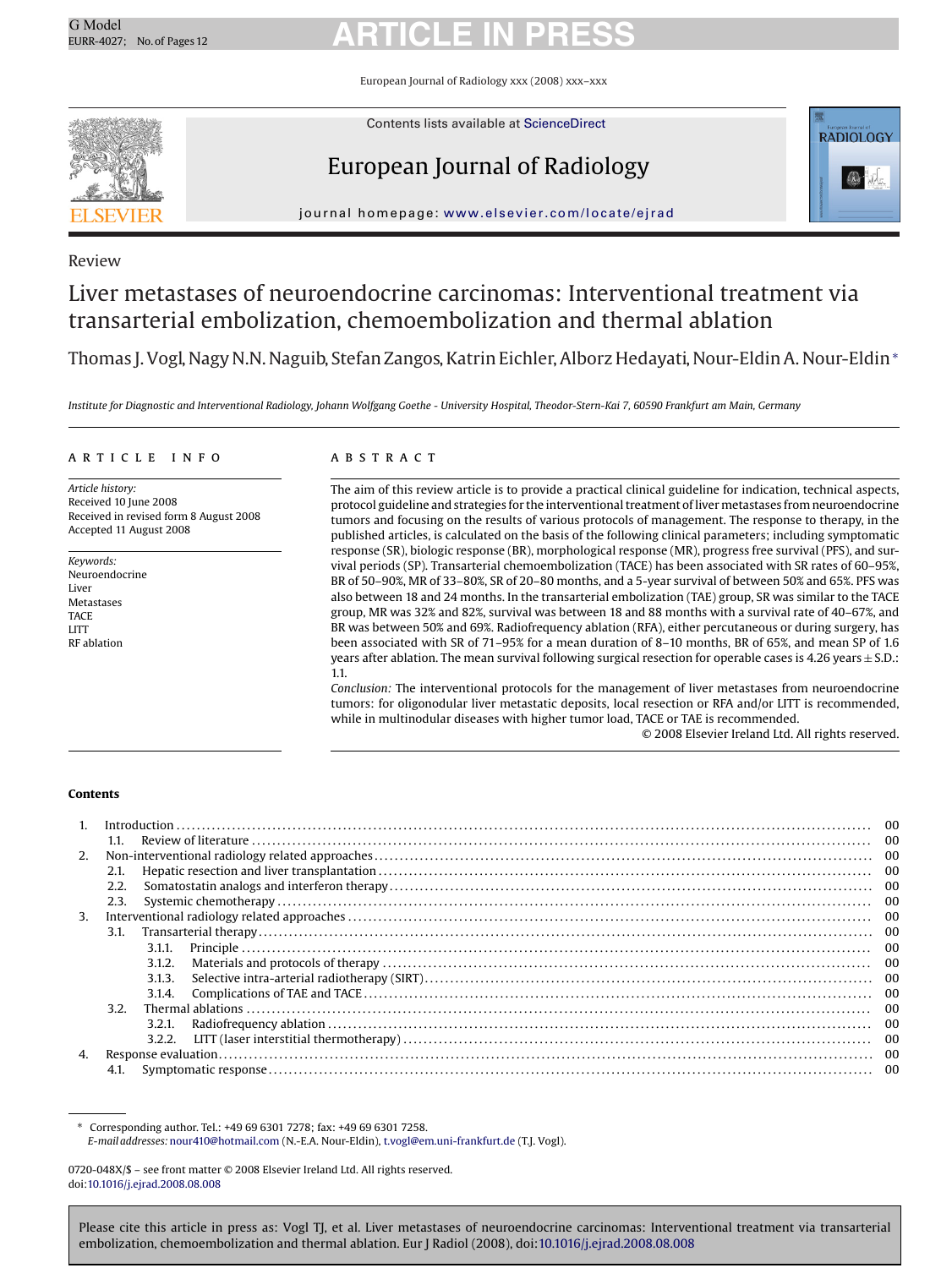Review

# Liver metastases of neuroendocrine carcinomas: Interventional treatment via transarterial embolization, chemoembolization and thermal ablation

Thomas J. Vogl, Nagy N.N. Naguib, Stefan Zangos, Katrin Eichler, Alborz Hedayati, Nour-Eldin A. Nour-Eldin*

*Institute for Diagnostic and Interventional Radiology, Johann Wolfgang Goethe - University Hospital, Theodor-Stern-Kai 7, 60590 Frankfurt am Main, Germany*

## ARTICLE INFO

*Article history:*
Received 10 June 2008
Received in revised form 8 August 2008
Accepted 11 August 2008

*Keywords:*
Neuroendocrine
Liver
Metastases
TACE
LITT
RF ablation

## ABSTRACT

The aim of this review article is to provide a practical clinical guideline for indication, technical aspects, protocol guideline and strategies for the interventional treatment of liver metastases from neuroendocrine tumors and focusing on the results of various protocols of management. The response to therapy, in the published articles, is calculated on the basis of the following clinical parameters; including symptomatic response (SR), biologic response (BR), morphological response (MR), progress free survival (PFS), and survival periods (SP). Transarterial chemoembolization (TACE) has been associated with SR rates of 60–95%, BR of 50–90%, MR of 33–80%, SR of 20–80 months, and a 5-year survival of between 50% and 65%. PFS was also between 18 and 24 months. In the transarterial embolization (TAE) group, SR was similar to the TACE group, MR was 32% and 82%, survival was between 18 and 88 months with a survival rate of 40–67%, and BR was between 50% and 69%. Radiofrequency ablation (RFA), either percutaneous or during surgery, has been associated with SR of 71–95% for a mean duration of 8–10 months, BR of 65%, and mean SP of 1.6 years after ablation. The mean survival following surgical resection for operable cases is 4.26 years ± S.D.: 1.1.

*Conclusion:* The interventional protocols for the management of liver metastases from neuroendocrine tumors: for oligonodular liver metastatic deposits, local resection or RFA and/or LITT is recommended, while in multinodular diseases with higher tumor load, TACE or TAE is recommended.

© 2008 Elsevier Ireland Ltd. All rights reserved.

## Contents

1. Introduction ........ 00
   1.1. Review of literature ........ 00
2. Non-interventional radiology related approaches ........ 00
   2.1. Hepatic resection and liver transplantation ........ 00
   2.2. Somatostatin analogs and interferon therapy ........ 00
   2.3. Systemic chemotherapy ........ 00
3. Interventional radiology related approaches ........ 00
   3.1. Transarterial therapy ........ 00
      3.1.1. Principle ........ 00
      3.1.2. Materials and protocols of therapy ........ 00
      3.1.3. Selective intra-arterial radiotherapy (SIRT) ........ 00
      3.1.4. Complications of TAE and TACE ........ 00
   3.2. Thermal ablations ........ 00
      3.2.1. Radiofrequency ablation ........ 00
      3.2.2. LITT (laser interstitial thermotherapy) ........ 00
4. Response evaluation ........ 00
   4.1. Symptomatic response ........ 00

---

* Corresponding author. Tel.: +49 69 6301 7278; fax: +49 69 6301 7258.
*E-mail addresses:* nour410@hotmail.com (N.-E.A. Nour-Eldin), t.vogl@em.uni-frankfurt.de (T.J. Vogl).

0720-048X/$ – see front matter © 2008 Elsevier Ireland Ltd. All rights reserved.
doi:10.1016/j.ejrad.2008.08.008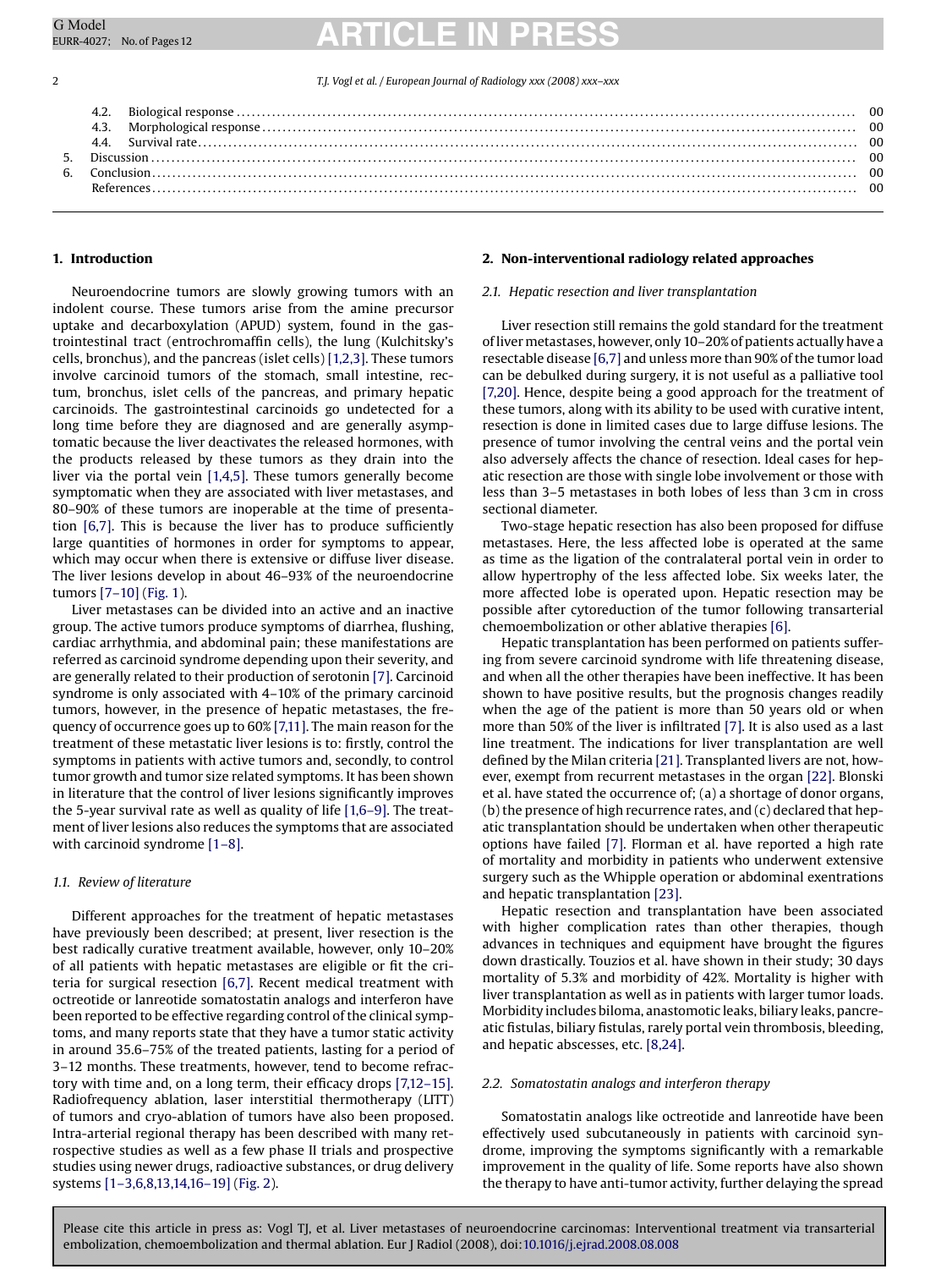| | | |
|---|---|---|
| 4.2. | Biological response | 00 |
| 4.3. | Morphological response | 00 |
| 4.4. | Survival rate | 00 |
| 5. | Discussion | 00 |
| 6. | Conclusion | 00 |
| | References | 00 |

## 1. Introduction

Neuroendocrine tumors are slowly growing tumors with an indolent course. These tumors arise from the amine precursor uptake and decarboxylation (APUD) system, found in the gastrointestinal tract (entrochromaffin cells), the lung (Kulchitsky's cells, bronchus), and the pancreas (islet cells) [1,2,3]. These tumors involve carcinoid tumors of the stomach, small intestine, rectum, bronchus, islet cells of the pancreas, and primary hepatic carcinoids. The gastrointestinal carcinoids go undetected for a long time before they are diagnosed and are generally asymptomatic because the liver deactivates the released hormones, with the products released by these tumors as they drain into the liver via the portal vein [1,4,5]. These tumors generally become symptomatic when they are associated with liver metastases, and 80–90% of these tumors are inoperable at the time of presentation [6,7]. This is because the liver has to produce sufficiently large quantities of hormones in order for symptoms to appear, which may occur when there is extensive or diffuse liver disease. The liver lesions develop in about 46–93% of the neuroendocrine tumors [7–10] (Fig. 1).

Liver metastases can be divided into an active and an inactive group. The active tumors produce symptoms of diarrhea, flushing, cardiac arrhythmia, and abdominal pain; these manifestations are referred as carcinoid syndrome depending upon their severity, and are generally related to their production of serotonin [7]. Carcinoid syndrome is only associated with 4–10% of the primary carcinoid tumors, however, in the presence of hepatic metastases, the frequency of occurrence goes up to 60% [7,11]. The main reason for the treatment of these metastatic liver lesions is to: firstly, control the symptoms in patients with active tumors and, secondly, to control tumor growth and tumor size related symptoms. It has been shown in literature that the control of liver lesions significantly improves the 5-year survival rate as well as quality of life [1,6–9]. The treatment of liver lesions also reduces the symptoms that are associated with carcinoid syndrome [1–8].

### 1.1. Review of literature

Different approaches for the treatment of hepatic metastases have previously been described; at present, liver resection is the best radically curative treatment available, however, only 10–20% of all patients with hepatic metastases are eligible or fit the criteria for surgical resection [6,7]. Recent medical treatment with octreotide or lanreotide somatostatin analogs and interferon have been reported to be effective regarding control of the clinical symptoms, and many reports state that they have a tumor static activity in around 35.6–75% of the treated patients, lasting for a period of 3–12 months. These treatments, however, tend to become refractory with time and, on a long term, their efficacy drops [7,12–15]. Radiofrequency ablation, laser interstitial thermotherapy (LITT) of tumors and cryo-ablation of tumors have also been proposed. Intra-arterial regional therapy has been described with many retrospective studies as well as a few phase II trials and prospective studies using newer drugs, radioactive substances, or drug delivery systems [1–3,6,8,13,14,16–19] (Fig. 2).

## 2. Non-interventional radiology related approaches

### 2.1. Hepatic resection and liver transplantation

Liver resection still remains the gold standard for the treatment of liver metastases, however, only 10–20% of patients actually have a resectable disease [6,7] and unless more than 90% of the tumor load can be debulked during surgery, it is not useful as a palliative tool [7,20]. Hence, despite being a good approach for the treatment of these tumors, along with its ability to be used with curative intent, resection is done in limited cases due to large diffuse lesions. The presence of tumor involving the central veins and the portal vein also adversely affects the chance of resection. Ideal cases for hepatic resection are those with single lobe involvement or those with less than 3–5 metastases in both lobes of less than 3 cm in cross sectional diameter.

Two-stage hepatic resection has also been proposed for diffuse metastases. Here, the less affected lobe is operated at the same as time as the ligation of the contralateral portal vein in order to allow hypertrophy of the less affected lobe. Six weeks later, the more affected lobe is operated upon. Hepatic resection may be possible after cytoreduction of the tumor following transarterial chemoembolization or other ablative therapies [6].

Hepatic transplantation has been performed on patients suffering from severe carcinoid syndrome with life threatening disease, and when all the other therapies have been ineffective. It has been shown to have positive results, but the prognosis changes readily when the age of the patient is more than 50 years old or when more than 50% of the liver is infiltrated [7]. It is also used as a last line treatment. The indications for liver transplantation are well defined by the Milan criteria [21]. Transplanted livers are not, however, exempt from recurrent metastases in the organ [22]. Blonski et al. have stated the occurrence of; (a) a shortage of donor organs, (b) the presence of high recurrence rates, and (c) declared that hepatic transplantation should be undertaken when other therapeutic options have failed [7]. Florman et al. have reported a high rate of mortality and morbidity in patients who underwent extensive surgery such as the Whipple operation or abdominal exentrations and hepatic transplantation [23].

Hepatic resection and transplantation have been associated with higher complication rates than other therapies, though advances in techniques and equipment have brought the figures down drastically. Touzios et al. have shown in their study; 30 days mortality of 5.3% and morbidity of 42%. Mortality is higher with liver transplantation as well as in patients with larger tumor loads. Morbidity includes biloma, anastomotic leaks, biliary leaks, pancreatic fistulas, biliary fistulas, rarely portal vein thrombosis, bleeding, and hepatic abscesses, etc. [8,24].

### 2.2. Somatostatin analogs and interferon therapy

Somatostatin analogs like octreotide and lanreotide have been effectively used subcutaneously in patients with carcinoid syndrome, improving the symptoms significantly with a remarkable improvement in the quality of life. Some reports have also shown the therapy to have anti-tumor activity, further delaying the spread

Please cite this article in press as: Vogl TJ, et al. Liver metastases of neuroendocrine carcinomas: Interventional treatment via transarterial embolization, chemoembolization and thermal ablation. Eur J Radiol (2008), doi:10.1016/j.ejrad.2008.08.008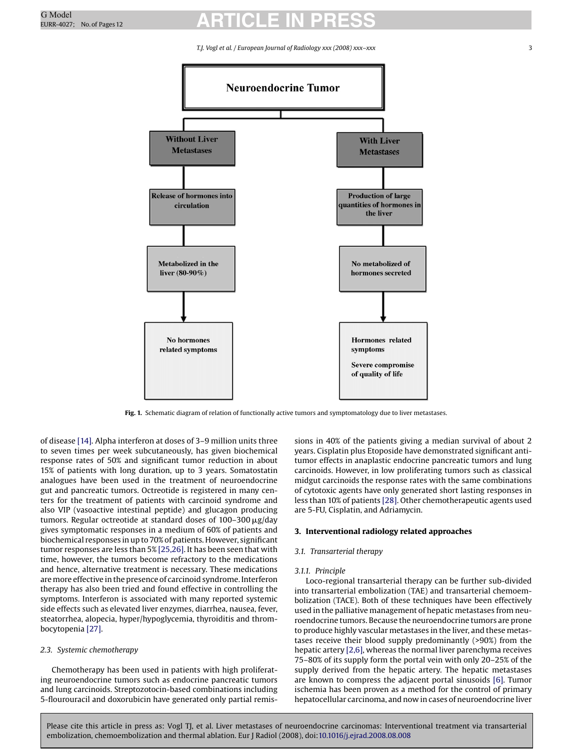**Neuroendocrine Tumor**

- **Without Liver Metastases** → Release of hormones into circulation → Metabolized in the liver (80-90%) → No hormones related symptoms
- **With Liver Metastases** → Production of large quantities of hormones in the liver → No metabolized of hormones secreted → Hormones related symptoms; Severe compromise of quality of life

**Fig. 1.** Schematic diagram of relation of functionally active tumors and symptomatology due to liver metastases.

of disease [14]. Alpha interferon at doses of 3–9 million units three to seven times per week subcutaneously, has given biochemical response rates of 50% and significant tumor reduction in about 15% of patients with long duration, up to 3 years. Somatostatin analogues have been used in the treatment of neuroendocrine gut and pancreatic tumors. Octreotide is registered in many centers for the treatment of patients with carcinoid syndrome and also VIP (vasoactive intestinal peptide) and glucagon producing tumors. Regular octreotide at standard doses of 100–300 μg/day gives symptomatic responses in a medium of 60% of patients and biochemical responses in up to 70% of patients. However, significant tumor responses are less than 5% [25,26]. It has been seen that with time, however, the tumors become refractory to the medications and hence, alternative treatment is necessary. These medications are more effective in the presence of carcinoid syndrome. Interferon therapy has also been tried and found effective in controlling the symptoms. Interferon is associated with many reported systemic side effects such as elevated liver enzymes, diarrhea, nausea, fever, steatorrhea, alopecia, hyper/hypoglycemia, thyroiditis and thrombocytopenia [27].

### 2.3. Systemic chemotherapy

Chemotherapy has been used in patients with high proliferating neuroendocrine tumors such as endocrine pancreatic tumors and lung carcinoids. Streptozotocin-based combinations including 5-flourouracil and doxorubicin have generated only partial remissions in 40% of the patients giving a median survival of about 2 years. Cisplatin plus Etoposide have demonstrated significant antitumor effects in anaplastic endocrine pancreatic tumors and lung carcinoids. However, in low proliferating tumors such as classical midgut carcinoids the response rates with the same combinations of cytotoxic agents have only generated short lasting responses in less than 10% of patients [28]. Other chemotherapeutic agents used are 5-FU, Cisplatin, and Adriamycin.

## 3. Interventional radiology related approaches

### 3.1. Transarterial therapy

#### 3.1.1. Principle

Loco-regional transarterial therapy can be further sub-divided into transarterial embolization (TAE) and transarterial chemoembolization (TACE). Both of these techniques have been effectively used in the palliative management of hepatic metastases from neuroendocrine tumors. Because the neuroendocrine tumors are prone to produce highly vascular metastases in the liver, and these metastases receive their blood supply predominantly (>90%) from the hepatic artery [2,6], whereas the normal liver parenchyma receives 75–80% of its supply form the portal vein with only 20–25% of the supply derived from the hepatic artery. The hepatic metastases are known to compress the adjacent portal sinusoids [6]. Tumor ischemia has been proven as a method for the control of primary hepatocellular carcinoma, and now in cases of neuroendocrine liver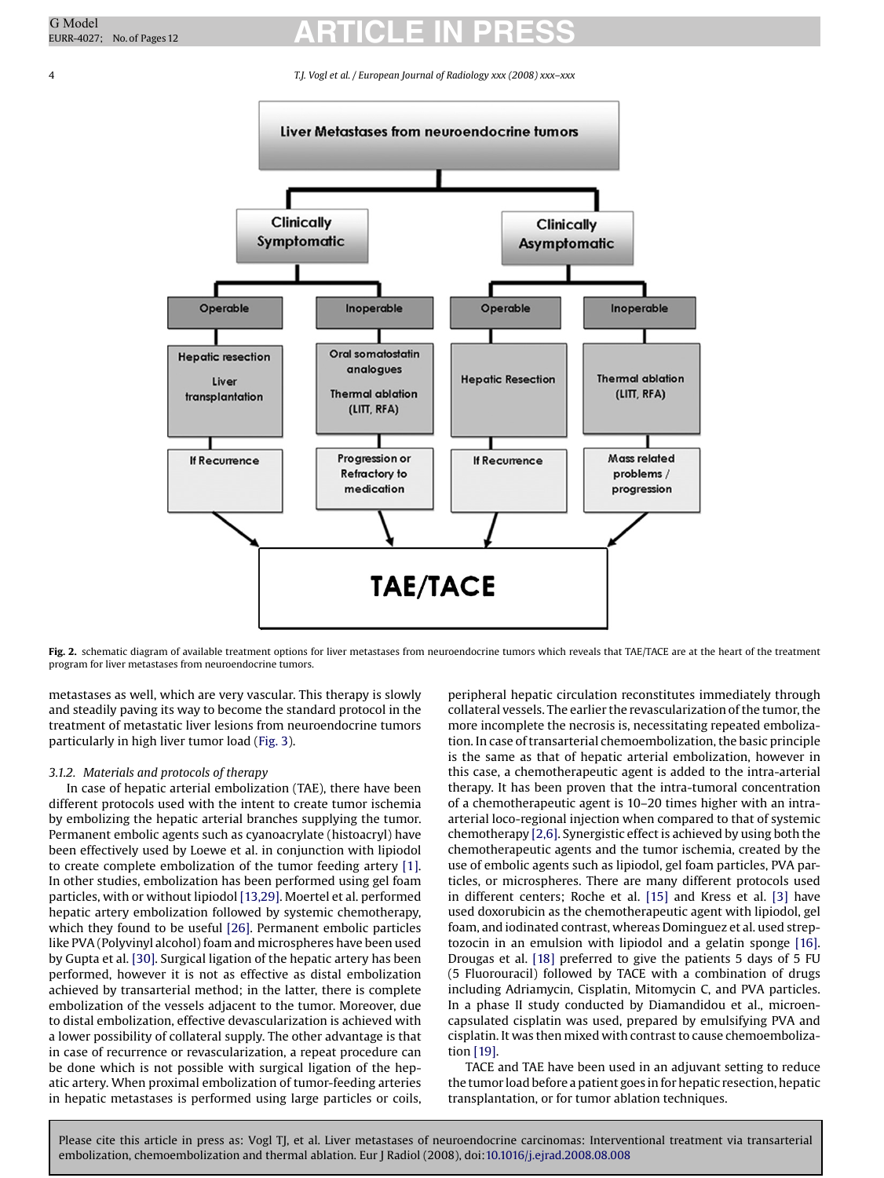Liver Metastases from neuroendocrine tumors

- Clinically Symptomatic
  - Operable
    - Hepatic resection
    - Liver transplantation
    - If Recurrence → TAE/TACE
  - Inoperable
    - Oral somatostatin analogues
    - Thermal ablation (LITT, RFA)
    - Progression or Refractory to medication → TAE/TACE
- Clinically Asymptomatic
  - Operable
    - Hepatic Resection
    - If Recurrence → TAE/TACE
  - Inoperable
    - Thermal ablation (LITT, RFA)
    - Mass related problems / progression → TAE/TACE

**Fig. 2.** schematic diagram of available treatment options for liver metastases from neuroendocrine tumors which reveals that TAE/TACE are at the heart of the treatment program for liver metastases from neuroendocrine tumors.

metastases as well, which are very vascular. This therapy is slowly and steadily paving its way to become the standard protocol in the treatment of metastatic liver lesions from neuroendocrine tumors particularly in high liver tumor load (Fig. 3).

*3.1.2. Materials and protocols of therapy*

In case of hepatic arterial embolization (TAE), there have been different protocols used with the intent to create tumor ischemia by embolizing the hepatic arterial branches supplying the tumor. Permanent embolic agents such as cyanoacrylate (histoacryl) have been effectively used by Loewe et al. in conjunction with lipiodol to create complete embolization of the tumor feeding artery [1]. In other studies, embolization has been performed using gel foam particles, with or without lipiodol [13,29]. Moertel et al. performed hepatic artery embolization followed by systemic chemotherapy, which they found to be useful [26]. Permanent embolic particles like PVA (Polyvinyl alcohol) foam and microspheres have been used by Gupta et al. [30]. Surgical ligation of the hepatic artery has been performed, however it is not as effective as distal embolization achieved by transarterial method; in the latter, there is complete embolization of the vessels adjacent to the tumor. Moreover, due to distal embolization, effective devascularization is achieved with a lower possibility of collateral supply. The other advantage is that in case of recurrence or revascularization, a repeat procedure can be done which is not possible with surgical ligation of the hepatic artery. When proximal embolization of tumor-feeding arteries in hepatic metastases is performed using large particles or coils, peripheral hepatic circulation reconstitutes immediately through collateral vessels. The earlier the revascularization of the tumor, the more incomplete the necrosis is, necessitating repeated embolization. In case of transarterial chemoembolization, the basic principle is the same as that of hepatic arterial embolization, however in this case, a chemotherapeutic agent is added to the intra-arterial therapy. It has been proven that the intra-tumoral concentration of a chemotherapeutic agent is 10–20 times higher with an intra-arterial loco-regional injection when compared to that of systemic chemotherapy [2,6]. Synergistic effect is achieved by using both the chemotherapeutic agents and the tumor ischemia, created by the use of embolic agents such as lipiodol, gel foam particles, PVA particles, or microspheres. There are many different protocols used in different centers; Roche et al. [15] and Kress et al. [3] have used doxorubicin as the chemotherapeutic agent with lipiodol, gel foam, and iodinated contrast, whereas Dominguez et al. used streptozocin in an emulsion with lipiodol and a gelatin sponge [16]. Drougas et al. [18] preferred to give the patients 5 days of 5 FU (5 Fluorouracil) followed by TACE with a combination of drugs including Adriamycin, Cisplatin, Mitomycin C, and PVA particles. In a phase II study conducted by Diamandidou et al., microencapsulated cisplatin was used, prepared by emulsifying PVA and cisplatin. It was then mixed with contrast to cause chemoembolization [19].

TACE and TAE have been used in an adjuvant setting to reduce the tumor load before a patient goes in for hepatic resection, hepatic transplantation, or for tumor ablation techniques.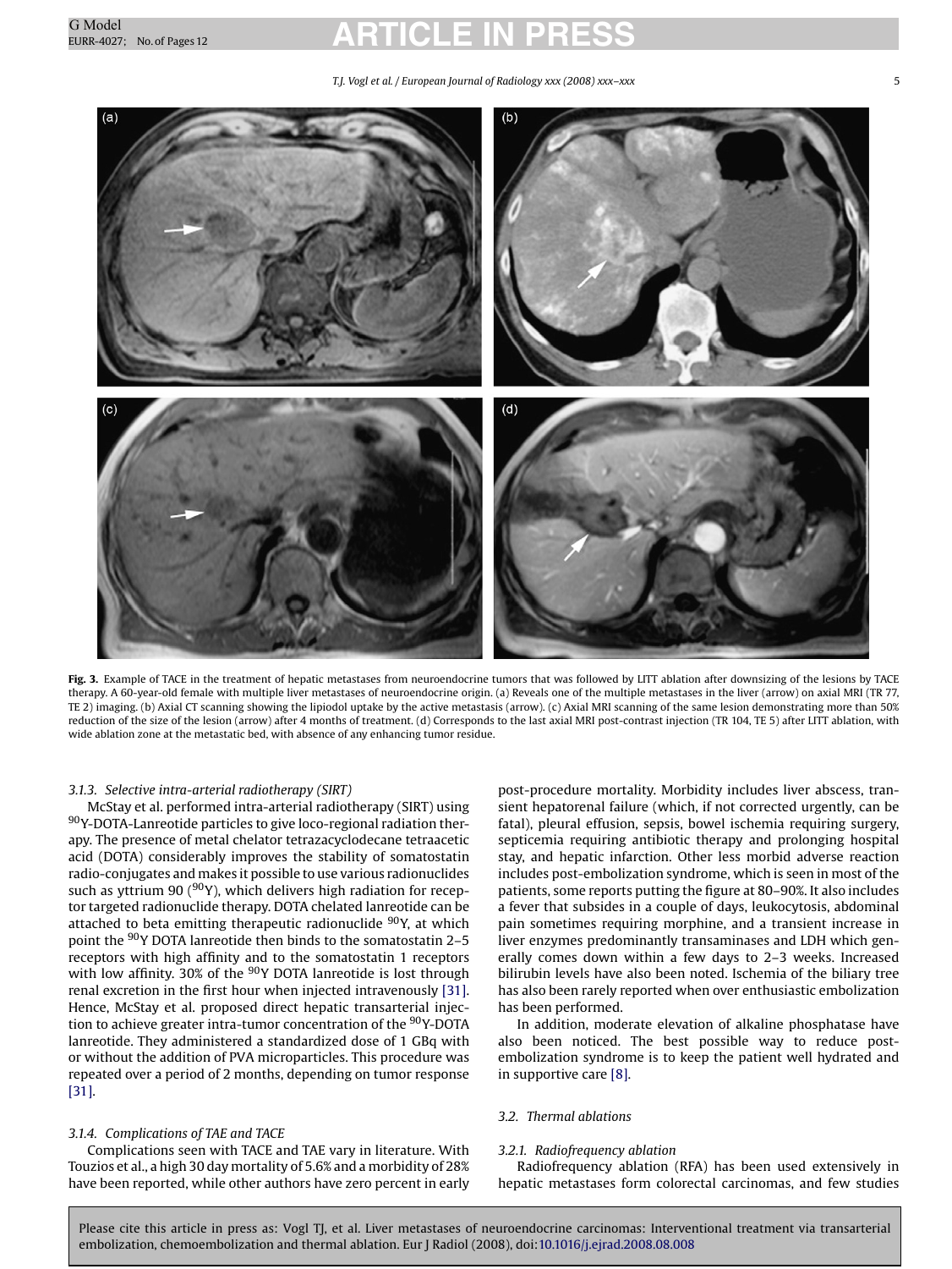**Fig. 3.** Example of TACE in the treatment of hepatic metastases from neuroendocrine tumors that was followed by LITT ablation after downsizing of the lesions by TACE therapy. A 60-year-old female with multiple liver metastases of neuroendocrine origin. (a) Reveals one of the multiple metastases in the liver (arrow) on axial MRI (TR 77, TE 2) imaging. (b) Axial CT scanning showing the lipiodol uptake by the active metastasis (arrow). (c) Axial MRI scanning of the same lesion demonstrating more than 50% reduction of the size of the lesion (arrow) after 4 months of treatment. (d) Corresponds to the last axial MRI post-contrast injection (TR 104, TE 5) after LITT ablation, with wide ablation zone at the metastatic bed, with absence of any enhancing tumor residue.

#### 3.1.3. Selective intra-arterial radiotherapy (SIRT)

McStay et al. performed intra-arterial radiotherapy (SIRT) using $^{90}$Y-DOTA-Lanreotide particles to give loco-regional radiation therapy. The presence of metal chelator tetrazacyclodecane tetraacetic acid (DOTA) considerably improves the stability of somatostatin radio-conjugates and makes it possible to use various radionuclides such as yttrium 90 ($^{90}$Y), which delivers high radiation for receptor targeted radionuclide therapy. DOTA chelated lanreotide can be attached to beta emitting therapeutic radionuclide $^{90}$Y, at which point the $^{90}$Y DOTA lanreotide then binds to the somatostatin 2–5 receptors with high affinity and to the somatostatin 1 receptors with low affinity. 30% of the $^{90}$Y DOTA lanreotide is lost through renal excretion in the first hour when injected intravenously [31]. Hence, McStay et al. proposed direct hepatic transarterial injection to achieve greater intra-tumor concentration of the $^{90}$Y-DOTA lanreotide. They administered a standardized dose of 1 GBq with or without the addition of PVA microparticles. This procedure was repeated over a period of 2 months, depending on tumor response [31].

#### 3.1.4. Complications of TAE and TACE

Complications seen with TACE and TAE vary in literature. With Touzios et al., a high 30 day mortality of 5.6% and a morbidity of 28% have been reported, while other authors have zero percent in early post-procedure mortality. Morbidity includes liver abscess, transient hepatorenal failure (which, if not corrected urgently, can be fatal), pleural effusion, sepsis, bowel ischemia requiring surgery, septicemia requiring antibiotic therapy and prolonging hospital stay, and hepatic infarction. Other less morbid adverse reaction includes post-embolization syndrome, which is seen in most of the patients, some reports putting the figure at 80–90%. It also includes a fever that subsides in a couple of days, leukocytosis, abdominal pain sometimes requiring morphine, and a transient increase in liver enzymes predominantly transaminases and LDH which generally comes down within a few days to 2–3 weeks. Increased bilirubin levels have also been noted. Ischemia of the biliary tree has also been rarely reported when over enthusiastic embolization has been performed.

In addition, moderate elevation of alkaline phosphatase have also been noticed. The best possible way to reduce post-embolization syndrome is to keep the patient well hydrated and in supportive care [8].

### 3.2. Thermal ablations

#### 3.2.1. Radiofrequency ablation

Radiofrequency ablation (RFA) has been used extensively in hepatic metastases form colorectal carcinomas, and few studies

Please cite this article in press as: Vogl TJ, et al. Liver metastases of neuroendocrine carcinomas: Interventional treatment via transarterial embolization, chemoembolization and thermal ablation. Eur J Radiol (2008), doi:10.1016/j.ejrad.2008.08.008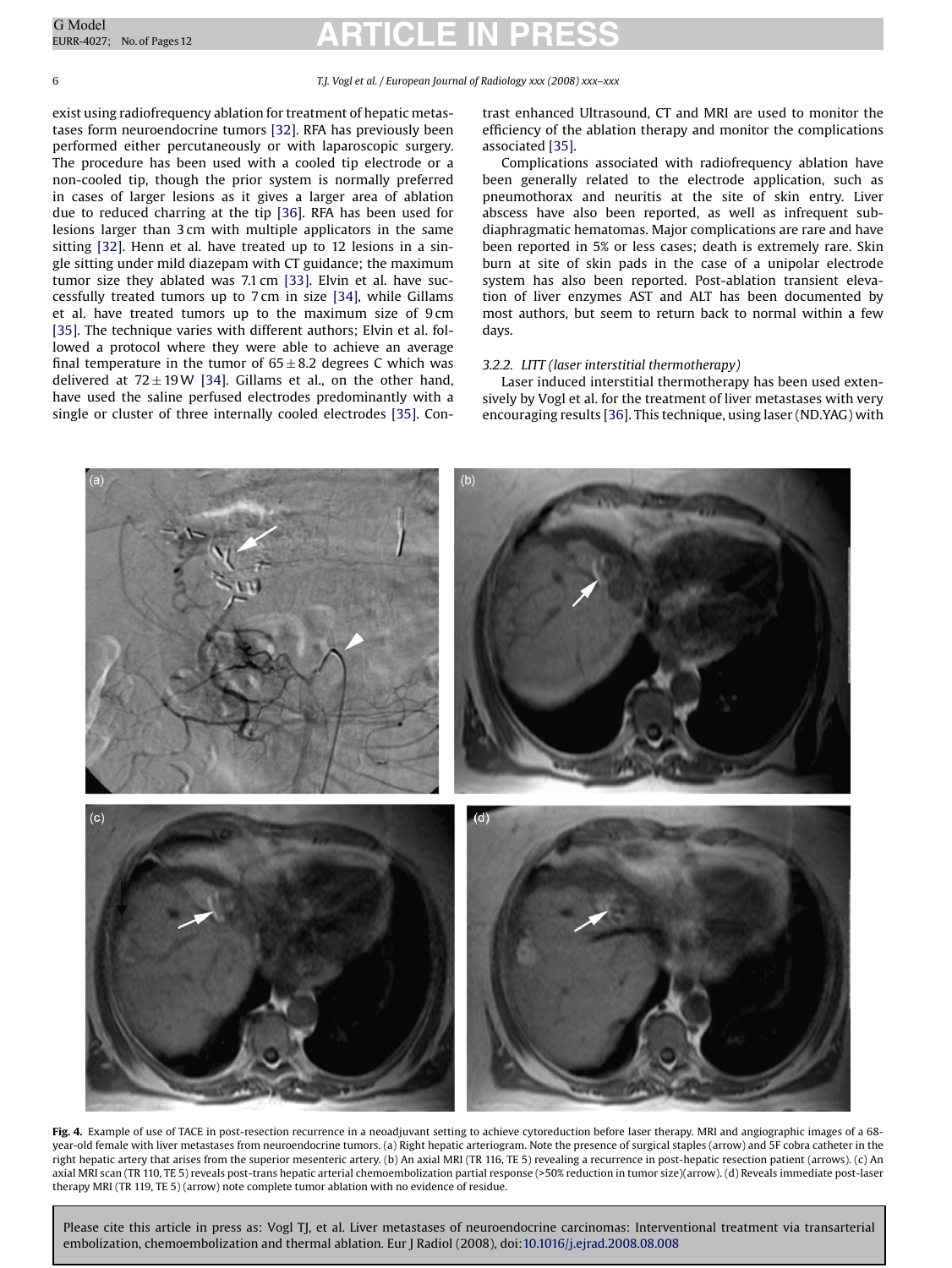exist using radiofrequency ablation for treatment of hepatic metastases form neuroendocrine tumors [32]. RFA has previously been performed either percutaneously or with laparoscopic surgery. The procedure has been used with a cooled tip electrode or a non-cooled tip, though the prior system is normally preferred in cases of larger lesions as it gives a larger area of ablation due to reduced charring at the tip [36]. RFA has been used for lesions larger than 3 cm with multiple applicators in the same sitting [32]. Henn et al. have treated up to 12 lesions in a single sitting under mild diazepam with CT guidance; the maximum tumor size they ablated was 7.1 cm [33]. Elvin et al. have successfully treated tumors up to 7 cm in size [34], while Gillams et al. have treated tumors up to the maximum size of 9 cm [35]. The technique varies with different authors; Elvin et al. followed a protocol where they were able to achieve an average final temperature in the tumor of $65 \pm 8.2$ degrees C which was delivered at $72 \pm 19$ W [34]. Gillams et al., on the other hand, have used the saline perfused electrodes predominantly with a single or cluster of three internally cooled electrodes [35]. Contrast enhanced Ultrasound, CT and MRI are used to monitor the efficiency of the ablation therapy and monitor the complications associated [35].

Complications associated with radiofrequency ablation have been generally related to the electrode application, such as pneumothorax and neuritis at the site of skin entry. Liver abscess have also been reported, as well as infrequent subdiaphragmatic hematomas. Major complications are rare and have been reported in 5% or less cases; death is extremely rare. Skin burn at site of skin pads in the case of a unipolar electrode system has also been reported. Post-ablation transient elevation of liver enzymes AST and ALT has been documented by most authors, but seem to return back to normal within a few days.

### 3.2.2. LITT (laser interstitial thermotherapy)

Laser induced interstitial thermotherapy has been used extensively by Vogl et al. for the treatment of liver metastases with very encouraging results [36]. This technique, using laser (ND.YAG) with

**Fig. 4.** Example of use of TACE in post-resection recurrence in a neoadjuvant setting to achieve cytoreduction before laser therapy. MRI and angiographic images of a 68-year-old female with liver metastases from neuroendocrine tumors. (a) Right hepatic arteriogram. Note the presence of surgical staples (arrow) and 5F cobra catheter in the right hepatic artery that arises from the superior mesenteric artery. (b) An axial MRI (TR 116, TE 5) revealing a recurrence in post-hepatic resection patient (arrows). (c) An axial MRI scan (TR 110, TE 5) reveals post-trans hepatic arterial chemoembolization partial response (>50% reduction in tumor size)(arrow). (d) Reveals immediate post-laser therapy MRI (TR 119, TE 5) (arrow) note complete tumor ablation with no evidence of residue.

Please cite this article in press as: Vogl TJ, et al. Liver metastases of neuroendocrine carcinomas: Interventional treatment via transarterial embolization, chemoembolization and thermal ablation. Eur J Radiol (2008), doi:10.1016/j.ejrad.2008.08.008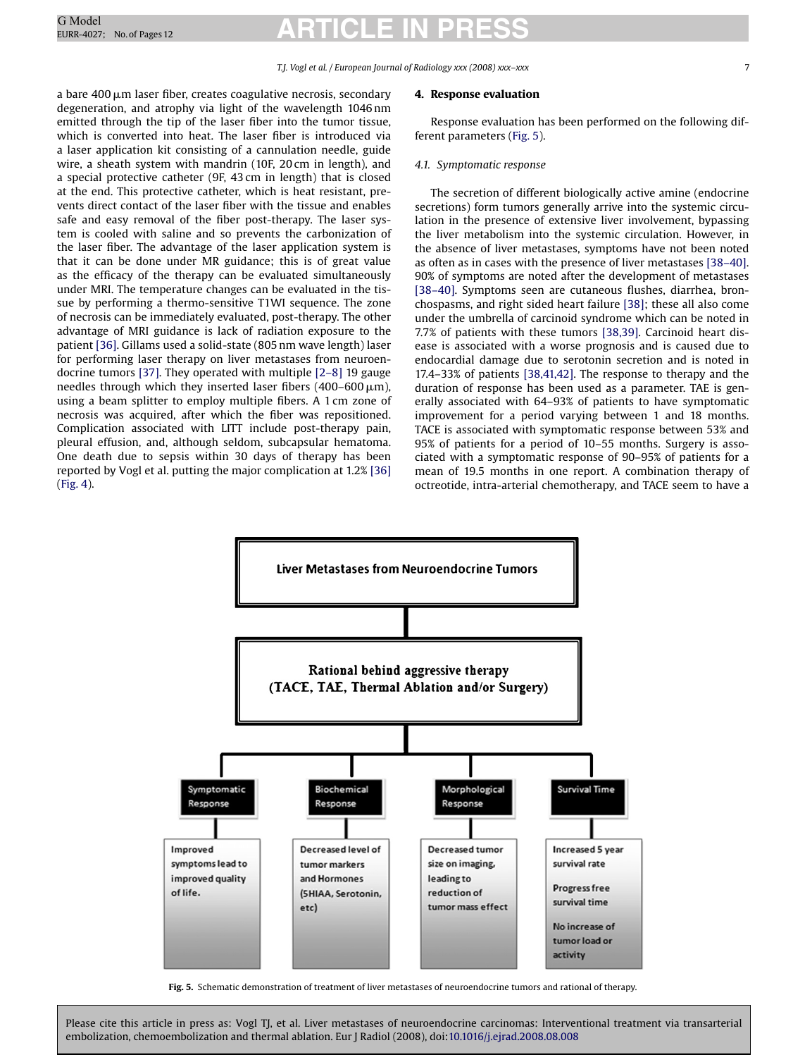a bare 400 μm laser fiber, creates coagulative necrosis, secondary degeneration, and atrophy via light of the wavelength 1046 nm emitted through the tip of the laser fiber into the tumor tissue, which is converted into heat. The laser fiber is introduced via a laser application kit consisting of a cannulation needle, guide wire, a sheath system with mandrin (10F, 20 cm in length), and a special protective catheter (9F, 43 cm in length) that is closed at the end. This protective catheter, which is heat resistant, prevents direct contact of the laser fiber with the tissue and enables safe and easy removal of the fiber post-therapy. The laser system is cooled with saline and so prevents the carbonization of the laser fiber. The advantage of the laser application system is that it can be done under MR guidance; this is of great value as the efficacy of the therapy can be evaluated simultaneously under MRI. The temperature changes can be evaluated in the tissue by performing a thermo-sensitive T1WI sequence. The zone of necrosis can be immediately evaluated, post-therapy. The other advantage of MRI guidance is lack of radiation exposure to the patient [36]. Gillams used a solid-state (805 nm wave length) laser for performing laser therapy on liver metastases from neuroendocrine tumors [37]. They operated with multiple [2–8] 19 gauge needles through which they inserted laser fibers (400–600 μm), using a beam splitter to employ multiple fibers. A 1 cm zone of necrosis was acquired, after which the fiber was repositioned. Complication associated with LITT include post-therapy pain, pleural effusion, and, although seldom, subcapsular hematoma. One death due to sepsis within 30 days of therapy has been reported by Vogl et al. putting the major complication at 1.2% [36] (Fig. 4).

## 4. Response evaluation

Response evaluation has been performed on the following different parameters (Fig. 5).

### 4.1. Symptomatic response

The secretion of different biologically active amine (endocrine secretions) form tumors generally arrive into the systemic circulation in the presence of extensive liver involvement, bypassing the liver metabolism into the systemic circulation. However, in the absence of liver metastases, symptoms have not been noted as often as in cases with the presence of liver metastases [38–40]. 90% of symptoms are noted after the development of metastases [38–40]. Symptoms seen are cutaneous flushes, diarrhea, bronchospasms, and right sided heart failure [38]; these all also come under the umbrella of carcinoid syndrome which can be noted in 7.7% of patients with these tumors [38,39]. Carcinoid heart disease is associated with a worse prognosis and is caused due to endocardial damage due to serotonin secretion and is noted in 17.4–33% of patients [38,41,42]. The response to therapy and the duration of response has been used as a parameter. TAE is generally associated with 64–93% of patients to have symptomatic improvement for a period varying between 1 and 18 months. TACE is associated with symptomatic response between 53% and 95% of patients for a period of 10–55 months. Surgery is associated with a symptomatic response of 90–95% of patients for a mean of 19.5 months in one report. A combination therapy of octreotide, intra-arterial chemotherapy, and TACE seem to have a

Liver Metastases from Neuroendocrine Tumors

Rational behind aggressive therapy (TACE, TAE, Thermal Ablation and/or Surgery)

| Symptomatic Response | Biochemical Response | Morphological Response | Survival Time |
|---|---|---|---|
| Improved symptoms lead to improved quality of life. | Decreased level of tumor markers and Hormones (5HIAA, Serotonin, etc) | Decreased tumor size on imaging, leading to reduction of tumor mass effect | Increased 5 year survival rate<br>Progress free survival time<br>No increase of tumor load or activity |

**Fig. 5.** Schematic demonstration of treatment of liver metastases of neuroendocrine tumors and rational of therapy.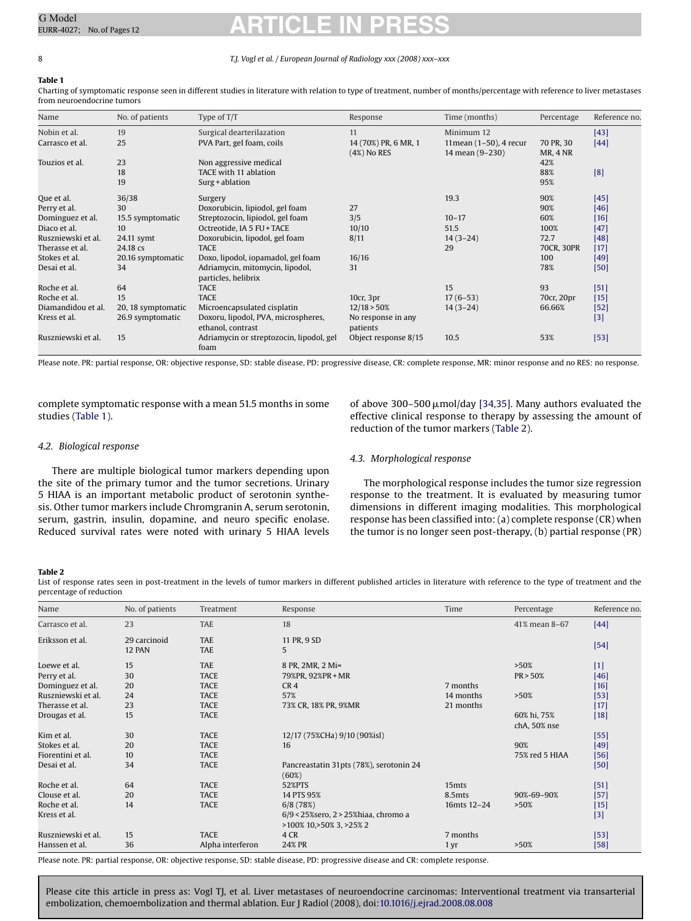**Table 1**

Charting of symptomatic response seen in different studies in literature with relation to type of treatment, number of months/percentage with reference to liver metastases from neuroendocrine tumors

| Name | No. of patients | Type of T/T | Response | Time (months) | Percentage | Reference no. |
|---|---|---|---|---|---|---|
| Nobin et al. | 19 | Surgical dearterilazation | 11 | Minimum 12 | | [43] |
| Carrasco et al. | 25 | PVA Part, gel foam, coils | 14 (70%) PR, 6 MR, 1 (4%) No RES | 11mean (1–50), 4 recur 14 mean (9–230) | 70 PR, 30 MR, 4 NR | [44] |
| Touzios et al. | 23 | Non aggressive medical | | | 42% | |
| | 18 | TACE with 11 ablation | | | 88% | [8] |
| | 19 | Surg + ablation | | | 95% | |
| Que et al. | 36/38 | Surgery | | 19.3 | 90% | [45] |
| Perry et al. | 30 | Doxorubicin, lipiodol, gel foam | 27 | | 90% | [46] |
| Dominguez et al. | 15.5 symptomatic | Streptozocin, lipiodol, gel foam | 3/5 | 10–17 | 60% | [16] |
| Diaco et al. | 10 | Octreotide, IA 5 FU + TACE | 10/10 | 51.5 | 100% | [47] |
| Ruszniewski et al. | 24.11 symt | Doxorubicin, lipodol, gel foam | 8/11 | 14 (3–24) | 72.7 | [48] |
| Therasse et al. | 24.18 cs | TACE | | 29 | 70CR, 30PR | [17] |
| Stokes et al. | 20.16 symptomatic | Doxo, lipodol, iopamadol, gel foam | 16/16 | | 100 | [49] |
| Desai et al. | 34 | Adriamycin, mitomycin, lipodol, particles, helibrix | 31 | | 78% | [50] |
| Roche et al. | 64 | TACE | | 15 | 93 | [51] |
| Roche et al. | 15 | TACE | 10cr, 3pr | 17 (6–53) | 70cr, 20pr | [15] |
| Diamandidou et al. | 20, 18 symptomatic | Microencapsulated cisplatin | 12/18 > 50% | 14 (3–24) | 66.66% | [52] |
| Kress et al. | 26.9 symptomatic | Doxoru, lipodol, PVA, microspheres, ethanol, contrast | No response in any patients | | | [3] |
| Ruszniewski et al. | 15 | Adriamycin or streptozocin, lipodol, gel foam | Object response 8/15 | 10.5 | 53% | [53] |

Please note. PR: partial response, OR: objective response, SD: stable disease, PD: progressive disease, CR: complete response, MR: minor response and no RES: no response.

complete symptomatic response with a mean 51.5 months in some studies (Table 1).

### 4.2. Biological response

There are multiple biological tumor markers depending upon the site of the primary tumor and the tumor secretions. Urinary 5 HIAA is an important metabolic product of serotonin synthesis. Other tumor markers include Chromgranin A, serum serotonin, serum, gastrin, insulin, dopamine, and neuro specific enolase. Reduced survival rates were noted with urinary 5 HIAA levels of above 300–500 μmol/day [34,35]. Many authors evaluated the effective clinical response to therapy by assessing the amount of reduction of the tumor markers (Table 2).

### 4.3. Morphological response

The morphological response includes the tumor size regression response to the treatment. It is evaluated by measuring tumor dimensions in different imaging modalities. This morphological response has been classified into: (a) complete response (CR) when the tumor is no longer seen post-therapy, (b) partial response (PR)

**Table 2**

List of response rates seen in post-treatment in the levels of tumor markers in different published articles in literature with reference to the type of treatment and the percentage of reduction

| Name | No. of patients | Treatment | Response | Time | Percentage | Reference no. |
|---|---|---|---|---|---|---|
| Carrasco et al. | 23 | TAE | 18 | | 41% mean 8–67 | [44] |
| Eriksson et al. | 29 carcinoid<br>12 PAN | TAE<br>TAE | 11 PR, 9 SD<br>5 | | | [54] |
| Loewe et al. | 15 | TAE | 8 PR, 2MR, 2 Mi= | | >50% | [1] |
| Perry et al. | 30 | TACE | 79%PR, 92%PR + MR | | PR > 50% | [46] |
| Dominguez et al. | 20 | TACE | CR 4 | 7 months | | [16] |
| Ruszniewski et al. | 24 | TACE | 57% | 14 months | >50% | [53] |
| Therasse et al. | 23 | TACE | 73% CR, 18% PR, 9%MR | 21 months | | [17] |
| Drougas et al. | 15 | TACE | | | 60% hi, 75% chA, 50% nse | [18] |
| Kim et al. | 30 | TACE | 12/17 (75%CHa) 9/10 (90%isl) | | | [55] |
| Stokes et al. | 20 | TACE | 16 | | 90% | [49] |
| Fiorentini et al. | 10 | TACE | | | 75% red 5 HIAA | [56] |
| Desai et al. | 34 | TACE | Pancreastatin 31pts (78%), serotonin 24 (60%) | | | [50] |
| Roche et al. | 64 | TACE | 52%PTS | 15mts | | [51] |
| Clouse et al. | 20 | TACE | 14 PTS 95% | 8.5mts | 90%–69–90% | [57] |
| Roche et al. | 14 | TACE | 6/8 (78%) | 16mts 12–24 | >50% | [15] |
| Kress et al. | | | 6/9 < 25%sero, 2 > 25%hiaa, chromo a >100% 10,>50% 3, >25% 2 | | | [3] |
| Ruszniewski et al. | 15 | TACE | 4 CR | 7 months | | [53] |
| Hanssen et al. | 36 | Alpha interferon | 24% PR | 1 yr | >50% | [58] |

Please note. PR: partial response, OR: objective response, SD: stable disease, PD: progressive disease and CR: complete response.

Please cite this article in press as: Vogl TJ, et al. Liver metastases of neuroendocrine carcinomas: Interventional treatment via transarterial embolization, chemoembolization and thermal ablation. Eur J Radiol (2008), doi:10.1016/j.ejrad.2008.08.008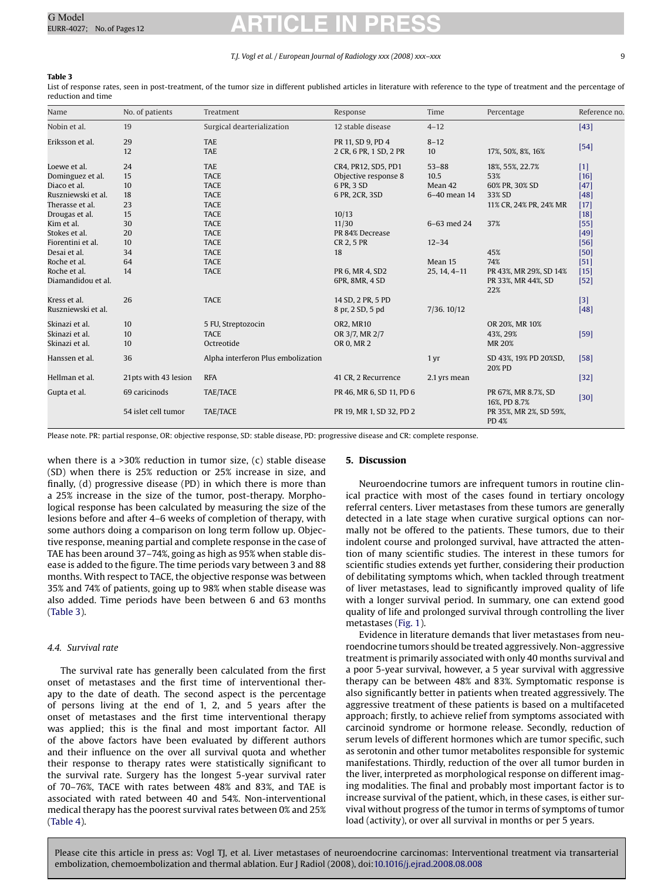**Table 3**

List of response rates, seen in post-treatment, of the tumor size in different published articles in literature with reference to the type of treatment and the percentage of reduction and time

| Name | No. of patients | Treatment | Response | Time | Percentage | Reference no. |
|---|---|---|---|---|---|---|
| Nobin et al. | 19 | Surgical dearterialization | 12 stable disease | 4–12 | | [43] |
| Eriksson et al. | 29 | TAE | PR 11, SD 9, PD 4 | 8–12 | | [54] |
| | 12 | TAE | 2 CR, 6 PR, 1 SD, 2 PR | 10 | 17%, 50%, 8%, 16% | |
| Loewe et al. | 24 | TAE | CR4, PR12, SD5, PD1 | 53–88 | 18%, 55%, 22.7% | [1] |
| Dominguez et al. | 15 | TACE | Objective response 8 | 10.5 | 53% | [16] |
| Diaco et al. | 10 | TACE | 6 PR, 3 SD | Mean 42 | 60% PR, 30% SD | [47] |
| Ruszniewski et al. | 18 | TACE | 6 PR, 2CR, 3SD | 6–40 mean 14 | 33% SD | [48] |
| Therasse et al. | 23 | TACE | | | 11% CR, 24% PR, 24% MR | [17] |
| Drougas et al. | 15 | TACE | 10/13 | | | [18] |
| Kim et al. | 30 | TACE | 11/30 | 6–63 med 24 | 37% | [55] |
| Stokes et al. | 20 | TACE | PR 84% Decrease | | | [49] |
| Fiorentini et al. | 10 | TACE | CR 2, 5 PR | 12–34 | | [56] |
| Desai et al. | 34 | TACE | 18 | | 45% | [50] |
| Roche et al. | 64 | TACE | | Mean 15 | 74% | [51] |
| Roche et al. | 14 | TACE | PR 6, MR 4, SD2 | 25, 14, 4–11 | PR 43%, MR 29%, SD 14% | [15] |
| Diamandidou et al. | | | 6PR, 8MR, 4 SD | | PR 33%, MR 44%, SD 22% | [52] |
| Kress et al. | 26 | TACE | 14 SD, 2 PR, 5 PD | | | [3] |
| Ruszniewski et al. | | | 8 pr, 2 SD, 5 pd | 7/36. 10/12 | | [48] |
| Skinazi et al. | 10 | 5 FU, Streptozocin | OR2, MR10 | | OR 20%, MR 10% | |
| Skinazi et al. | 10 | TACE | OR 3/7, MR 2/7 | | 43%, 29% | [59] |
| Skinazi et al. | 10 | Octreotide | OR 0, MR 2 | | MR 20% | |
| Hanssen et al. | 36 | Alpha interferon Plus embolization | | 1 yr | SD 43%, 19% PD 20%SD, 20% PD | [58] |
| Hellman et al. | 21pts with 43 lesion | RFA | 41 CR, 2 Recurrence | 2.1 yrs mean | | [32] |
| Gupta et al. | 69 caricinods | TAE/TACE | PR 46, MR 6, SD 11, PD 6 | | PR 67%, MR 8.7%, SD 16%, PD 8.7% | [30] |
| | 54 islet cell tumor | TAE/TACE | PR 19, MR 1, SD 32, PD 2 | | PR 35%, MR 2%, SD 59%, PD 4% | |

Please note. PR: partial response, OR: objective response, SD: stable disease, PD: progressive disease and CR: complete response.

when there is a >30% reduction in tumor size, (c) stable disease (SD) when there is 25% reduction or 25% increase in size, and finally, (d) progressive disease (PD) in which there is more than a 25% increase in the size of the tumor, post-therapy. Morphological response has been calculated by measuring the size of the lesions before and after 4–6 weeks of completion of therapy, with some authors doing a comparison on long term follow up. Objective response, meaning partial and complete response in the case of TAE has been around 37–74%, going as high as 95% when stable disease is added to the figure. The time periods vary between 3 and 88 months. With respect to TACE, the objective response was between 35% and 74% of patients, going up to 98% when stable disease was also added. Time periods have been between 6 and 63 months (Table 3).

### 4.4. Survival rate

The survival rate has generally been calculated from the first onset of metastases and the first time of interventional therapy to the date of death. The second aspect is the percentage of persons living at the end of 1, 2, and 5 years after the onset of metastases and the first time interventional therapy was applied; this is the final and most important factor. All of the above factors have been evaluated by different authors and their influence on the over all survival quota and whether their response to therapy rates were statistically significant to the survival rate. Surgery has the longest 5-year survival rater of 70–76%, TACE with rates between 48% and 83%, and TAE is associated with rated between 40 and 54%. Non-interventional medical therapy has the poorest survival rates between 0% and 25% (Table 4).

## 5. Discussion

Neuroendocrine tumors are infrequent tumors in routine clinical practice with most of the cases found in tertiary oncology referral centers. Liver metastases from these tumors are generally detected in a late stage when curative surgical options can normally not be offered to the patients. These tumors, due to their indolent course and prolonged survival, have attracted the attention of many scientific studies. The interest in these tumors for scientific studies extends yet further, considering their production of debilitating symptoms which, when tackled through treatment of liver metastases, lead to significantly improved quality of life with a longer survival period. In summary, one can extend good quality of life and prolonged survival through controlling the liver metastases (Fig. 1).

Evidence in literature demands that liver metastases from neuroendocrine tumors should be treated aggressively. Non-aggressive treatment is primarily associated with only 40 months survival and a poor 5-year survival, however, a 5 year survival with aggressive therapy can be between 48% and 83%. Symptomatic response is also significantly better in patients when treated aggressively. The aggressive treatment of these patients is based on a multifaceted approach; firstly, to achieve relief from symptoms associated with carcinoid syndrome or hormone release. Secondly, reduction of serum levels of different hormones which are tumor specific, such as serotonin and other tumor metabolites responsible for systemic manifestations. Thirdly, reduction of the over all tumor burden in the liver, interpreted as morphological response on different imaging modalities. The final and probably most important factor is to increase survival of the patient, which, in these cases, is either survival without progress of the tumor in terms of symptoms of tumor load (activity), or over all survival in months or per 5 years.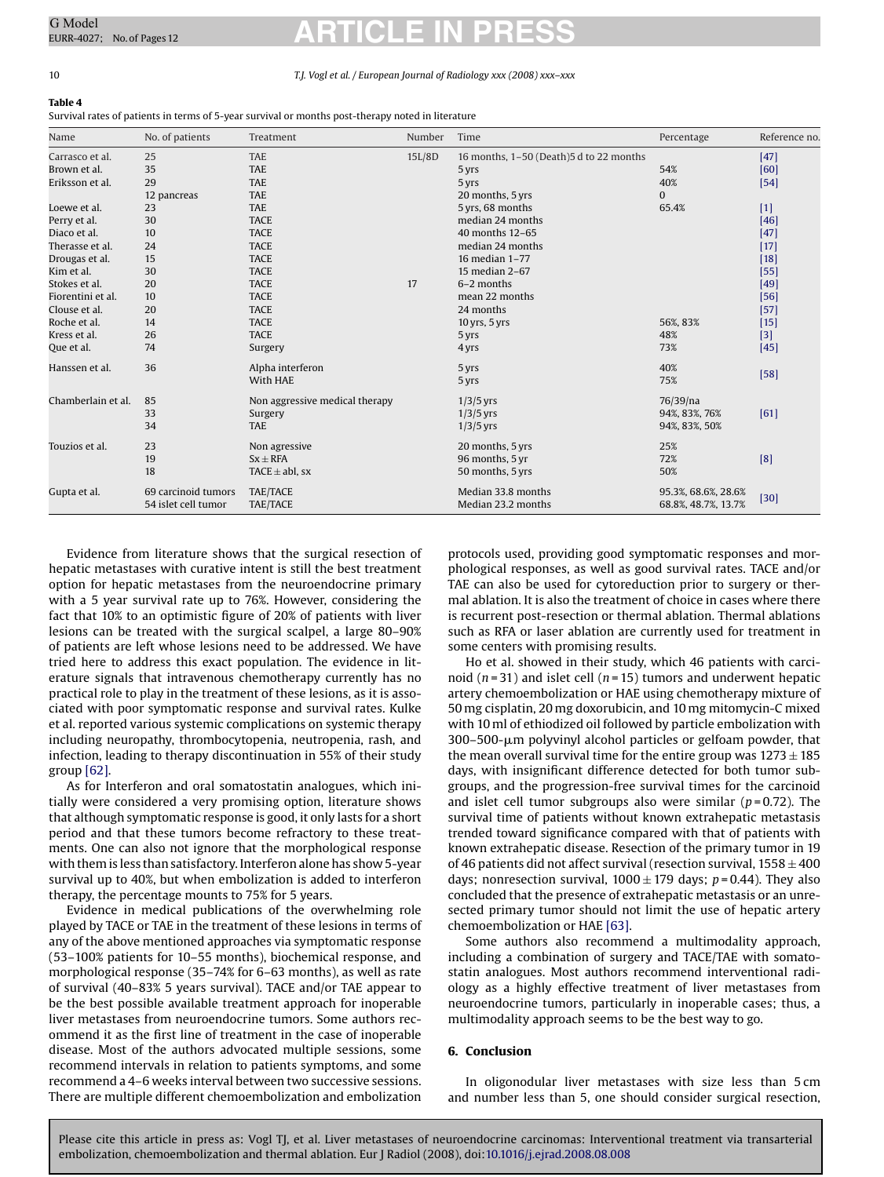**Table 4**
Survival rates of patients in terms of 5-year survival or months post-therapy noted in literature

| Name | No. of patients | Treatment | Number | Time | Percentage | Reference no. |
|---|---|---|---|---|---|---|
| Carrasco et al. | 25 | TAE | 15L/8D | 16 months, 1–50 (Death)5 d to 22 months | | [47] |
| Brown et al. | 35 | TAE | | 5 yrs | 54% | [60] |
| Eriksson et al. | 29 | TAE | | 5 yrs | 40% | [54] |
| | 12 pancreas | TAE | | 20 months, 5 yrs | 0 | |
| Loewe et al. | 23 | TAE | | 5 yrs, 68 months | 65.4% | [1] |
| Perry et al. | 30 | TACE | | median 24 months | | [46] |
| Diaco et al. | 10 | TACE | | 40 months 12–65 | | [47] |
| Therasse et al. | 24 | TACE | | median 24 months | | [17] |
| Drougas et al. | 15 | TACE | | 16 median 1–77 | | [18] |
| Kim et al. | 30 | TACE | | 15 median 2–67 | | [55] |
| Stokes et al. | 20 | TACE | 17 | 6–2 months | | [49] |
| Fiorentini et al. | 10 | TACE | | mean 22 months | | [56] |
| Clouse et al. | 20 | TACE | | 24 months | | [57] |
| Roche et al. | 14 | TACE | | 10 yrs, 5 yrs | 56%, 83% | [15] |
| Kress et al. | 26 | TACE | | 5 yrs | 48% | [3] |
| Que et al. | 74 | Surgery | | 4 yrs | 73% | [45] |
| Hanssen et al. | 36 | Alpha interferon | | 5 yrs | 40% | [58] |
| | | With HAE | | 5 yrs | 75% | |
| Chamberlain et al. | 85 | Non aggressive medical therapy | | 1/3/5 yrs | 76/39/na | [61] |
| | 33 | Surgery | | 1/3/5 yrs | 94%, 83%, 76% | |
| | 34 | TAE | | 1/3/5 yrs | 94%, 83%, 50% | |
| Touzios et al. | 23 | Non agressive | | 20 months, 5 yrs | 25% | [8] |
| | 19 | Sx ± RFA | | 96 months, 5 yr | 72% | |
| | 18 | TACE ± abl, sx | | 50 months, 5 yrs | 50% | |
| Gupta et al. | 69 carcinoid tumors | TAE/TACE | | Median 33.8 months | 95.3%, 68.6%, 28.6% | [30] |
| | 54 islet cell tumor | TAE/TACE | | Median 23.2 months | 68.8%, 48.7%, 13.7% | |

Evidence from literature shows that the surgical resection of hepatic metastases with curative intent is still the best treatment option for hepatic metastases from the neuroendocrine primary with a 5 year survival rate up to 76%. However, considering the fact that 10% to an optimistic figure of 20% of patients with liver lesions can be treated with the surgical scalpel, a large 80–90% of patients are left whose lesions need to be addressed. We have tried here to address this exact population. The evidence in literature signals that intravenous chemotherapy currently has no practical role to play in the treatment of these lesions, as it is associated with poor symptomatic response and survival rates. Kulke et al. reported various systemic complications on systemic therapy including neuropathy, thrombocytopenia, neutropenia, rash, and infection, leading to therapy discontinuation in 55% of their study group [62].

As for Interferon and oral somatostatin analogues, which initially were considered a very promising option, literature shows that although symptomatic response is good, it only lasts for a short period and that these tumors become refractory to these treatments. One can also not ignore that the morphological response with them is less than satisfactory. Interferon alone has show 5-year survival up to 40%, but when embolization is added to interferon therapy, the percentage mounts to 75% for 5 years.

Evidence in medical publications of the overwhelming role played by TACE or TAE in the treatment of these lesions in terms of any of the above mentioned approaches via symptomatic response (53–100% patients for 10–55 months), biochemical response, and morphological response (35–74% for 6–63 months), as well as rate of survival (40–83% 5 years survival). TACE and/or TAE appear to be the best possible available treatment approach for inoperable liver metastases from neuroendocrine tumors. Some authors recommend it as the first line of treatment in the case of inoperable disease. Most of the authors advocated multiple sessions, some recommend intervals in relation to patients symptoms, and some recommend a 4–6 weeks interval between two successive sessions. There are multiple different chemoembolization and embolization protocols used, providing good symptomatic responses and morphological responses, as well as good survival rates. TACE and/or TAE can also be used for cytoreduction prior to surgery or thermal ablation. It is also the treatment of choice in cases where there is recurrent post-resection or thermal ablation. Thermal ablations such as RFA or laser ablation are currently used for treatment in some centers with promising results.

Ho et al. showed in their study, which 46 patients with carcinoid ($n = 31$) and islet cell ($n = 15$) tumors and underwent hepatic artery chemoembolization or HAE using chemotherapy mixture of 50 mg cisplatin, 20 mg doxorubicin, and 10 mg mitomycin-C mixed with 10 ml of ethiodized oil followed by particle embolization with 300–500-μm polyvinyl alcohol particles or gelfoam powder, that the mean overall survival time for the entire group was $1273 \pm 185$ days, with insignificant difference detected for both tumor subgroups, and the progression-free survival times for the carcinoid and islet cell tumor subgroups also were similar ($p = 0.72$). The survival time of patients without known extrahepatic metastasis trended toward significance compared with that of patients with known extrahepatic disease. Resection of the primary tumor in 19 of 46 patients did not affect survival (resection survival, $1558 \pm 400$ days; nonresection survival, $1000 \pm 179$ days; $p = 0.44$). They also concluded that the presence of extrahepatic metastasis or an unresected primary tumor should not limit the use of hepatic artery chemoembolization or HAE [63].

Some authors also recommend a multimodality approach, including a combination of surgery and TACE/TAE with somatostatin analogues. Most authors recommend interventional radiology as a highly effective treatment of liver metastases from neuroendocrine tumors, particularly in inoperable cases; thus, a multimodality approach seems to be the best way to go.

## 6. Conclusion

In oligonodular liver metastases with size less than 5 cm and number less than 5, one should consider surgical resection,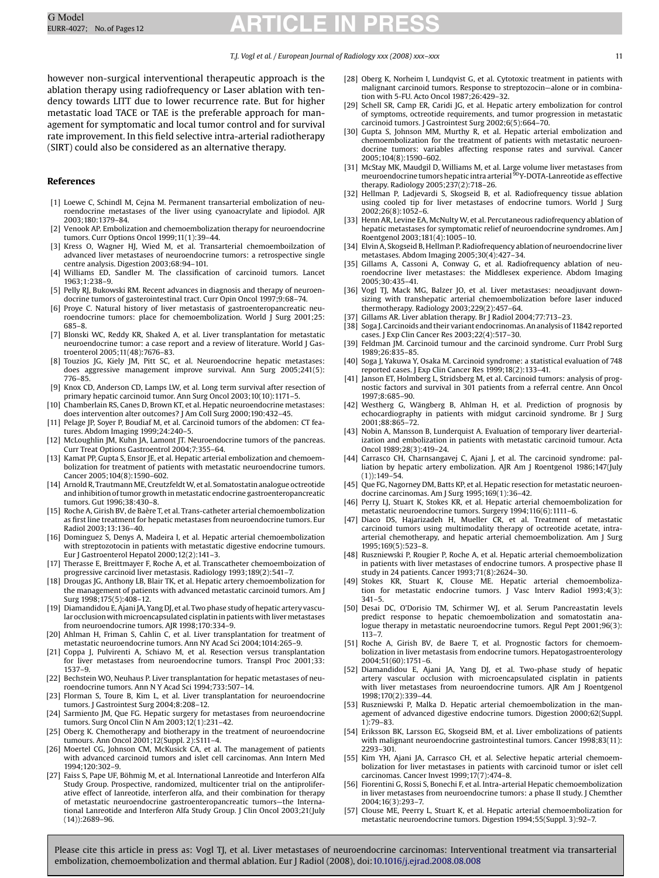however non-surgical interventional therapeutic approach is the ablation therapy using radiofrequency or Laser ablation with tendency towards LITT due to lower recurrence rate. But for higher metastatic load TACE or TAE is the preferable approach for management for symptomatic and local tumor control and for survival rate improvement. In this field selective intra-arterial radiotherapy (SIRT) could also be considered as an alternative therapy.

## References

[1] Loewe C, Schindl M, Cejna M. Permanent transarterial embolization of neuroendocrine metastases of the liver using cyanoacrylate and lipiodol. AJR 2003;180:1379–84.

[2] Venook AP. Embolization and chemoembolization therapy for neuroendocrine tumors. Curr Options Oncol 1999;11(1):39–44.

[3] Kress O, Wagner HJ, Wied M, et al. Transarterial chemoemboilzation of advanced liver metastases of neuroendocrine tumors: a retrospective single centre analysis. Digestion 2003;68:94–101.

[4] Williams ED, Sandler M. The classification of carcinoid tumors. Lancet 1963;1:238–9.

[5] Pelly RJ, Bukowski RM. Recent advances in diagnosis and therapy of neuroendocrine tumors of gasterointestinal tract. Curr Opin Oncol 1997;9:68–74.

[6] Proye C. Natural history of liver metastasis of gastroenteropancreatic neuroendocrine tumors: place for chemoembolization. World J Surg 2001;25: 685–8.

[7] Blonski WC, Reddy KR, Shaked A, et al. Liver transplantation for metastatic neuroendocrine tumor: a case report and a review of literature. World J Gastroenterol 2005;11(48):7676–83.

[8] Touzios JG, Kiely JM, Pitt SC, et al. Neuroendocrine hepatic metastases: does aggressive management improve survival. Ann Surg 2005;241(5): 776–85.

[9] Knox CD, Anderson CD, Lamps LW, et al. Long term survival after resection of primary hepatic carcinoid tumor. Ann Surg Oncol 2003;10(10):1171–5.

[10] Chamberlain RS, Canes D, Brown KT, et al. Hepatic neuroendocrine metastases: does intervention alter outcomes? J Am Coll Surg 2000;190:432–45.

[11] Pelage JP, Soyer P, Boudiaf M, et al. Carcinoid tumors of the abdomen: CT features. Abdom Imaging 1999;24:240–5.

[12] McLoughlin JM, Kuhn JA, Lamont JT. Neuroendocrine tumors of the pancreas. Curr Treat Options Gastroentrol 2004;7:355–64.

[13] Kamat PP, Gupta S, Ensor JE, et al. Hepatic arterial embolization and chemoembolization for treatment of patients with metastatic neuroendocrine tumors. Cancer 2005;104(8):1590–602.

[14] Arnold R, Trautmann ME, Creutzfeldt W, et al. Somatostatin analogue octreotide and inhibition of tumor growth in metastatic endocrine gastroenteropancreatic tumors. Gut 1996;38:430–8.

[15] Roche A, Girish BV, de Baère T, et al. Trans-catheter arterial chemoembolization as first line treatment for hepatic metastases from neuroendocrine tumors. Eur Radiol 2003;13:136–40.

[16] Dominguez S, Denys A, Madeira I, et al. Hepatic arterial chemoembolization with streptozotocin in patients with metastatic digestive endocrine tumours. Eur J Gastroenterol Hepatol 2000;12(2):141–3.

[17] Therasse E, Breittmayer F, Roche A, et al. Transcatheter chemoembolization of progressive carcinoid liver metastasis. Radiology 1993;189(2):541–7.

[18] Drougas JG, Anthony LB, Blair TK, et al. Hepatic artery chemoembolization for the management of patients with advanced metastatic carcinoid tumors. Am J Surg 1998;175(5):408–12.

[19] Diamandidou E, Ajani JA, Yang DJ, et al. Two phase study of hepatic artery vascular occlusion with microencapsulated cisplatin in patients with liver metastases from neuroendocrine tumors. AJR 1998;170:334–9.

[20] Ahlman H, Friman S, Cahlin C, et al. Liver transplantation for treatment of metastatic neuroendocrine tumors. Ann NY Acad Sci 2004;1014:265–9.

[21] Coppa J, Pulvirenti A, Schiavo M, et al. Resection versus transplantation for liver metastases from neuroendocrine tumors. Transpl Proc 2001;33: 1537–9.

[22] Bechstein WO, Neuhaus P. Liver transplantation for hepatic metastases of neuroendocrine tumors. Ann N Y Acad Sci 1994;733:507–14.

[23] Florman S, Toure B, Kim L, et al. Liver transplantation for neuroendocrine tumors. J Gastrointest Surg 2004;8:208–12.

[24] Sarmiento JM, Que FG. Hepatic surgery for metastases from neuroendocrine tumors. Surg Oncol Clin N Am 2003;12(1):231–42.

[25] Oberg K. Chemotherapy and biotherapy in the treatment of neuroendocrine tumours. Ann Oncol 2001;12(Suppl. 2):S111–4.

[26] Moertel CG, Johnson CM, McKusick CA, et al. The management of patients with advanced carcinoid tumors and islet cell carcinomas. Ann Intern Med 1994;120:302–9.

[27] Faiss S, Pape UF, Böhmig M, et al. International Lanreotide and Interferon Alfa Study Group. Prospective, randomized, multicenter trial on the antiproliferative effect of lanreotide, interferon alfa, and their combination for therapy of metastatic neuroendocrine gastroenteropancreatic tumors—the International Lanreotide and Interferon Alfa Study Group. J Clin Oncol 2003;21(July (14)):2689–96.

[28] Oberg K, Norheim I, Lundqvist G, et al. Cytotoxic treatment in patients with malignant carcinoid tumors. Response to streptozocin—alone or in combination with 5-FU. Acto Oncol 1987;26:429–32.

[29] Schell SR, Camp ER, Caridi JG, et al. Hepatic artery embolization for control of symptoms, octreotide requirements, and tumor progression in metastatic carcinoid tumors. J Gastrointest Surg 2002;6(5):664–70.

[30] Gupta S, Johnson MM, Murthy R, et al. Hepatic arterial embolization and chemoembolization for the treatment of patients with metastatic neuroendocrine tumors: variables affecting response rates and survival. Cancer 2005;104(8):1590–602.

[31] McStay MK, Maudgil D, Williams M, et al. Large volume liver metastases from meuroendocrine tumors hepatic intra arterial $^{90}$Y-DOTA-Lanreotide as effective therapy. Radiology 2005;237(2):718–26.

[32] Hellman P, Ladjevardi S, Skogseid B, et al. Radiofrequency tissue ablation using cooled tip for liver metastases of endocrine tumors. World J Surg 2002;26(8):1052–6.

[33] Henn AR, Levine EA, McNulty W, et al. Percutaneous radiofrequency ablation of hepatic metastases for symptomatic relief of neuroendocrine syndromes. Am J Roentgenol 2003;181(4):1005–10.

[34] Elvin A, Skogseid B, Hellman P. Radiofrequency ablation of neuroendocrine liver metastases. Abdom Imaging 2005;30(4):427–34.

[35] Gillams A, Cassoni A, Conway G, et al. Radiofrequency ablation of neuroendocrine liver metastases: the Middlesex experience. Abdom Imaging 2005;30:435–41.

[36] Vogl TJ, Mack MG, Balzer JO, et al. Liver metastases: neoadjuvant downsizing with transhepatic arterial chemoembolization before laser induced thermotherapy. Radiology 2003;229(2):457–64.

[37] Gillams AR. Liver ablation therapy. Br J Radiol 2004;77:713–23.

[38] Soga J. Carcinoids and their variant endocrinomas. An analysis of 11842 reported cases. J Exp Clin Cancer Res 2003;22(4):517–30.

[39] Feldman JM. Carcinoid tumour and the carcinoid syndrome. Curr Probl Surg 1989;26:835–85.

[40] Soga J, Yakuwa Y, Osaka M. Carcinoid syndrome: a statistical evaluation of 748 reported cases. J Exp Clin Cancer Res 1999;18(2):133–41.

[41] Janson ET, Holmberg L, Stridsberg M, et al. Carcinoid tumors: analysis of prognostic factors and survival in 301 patients from a referral centre. Ann Oncol 1997;8:685–90.

[42] Westherg G, Wängberg B, Ahlman H, et al. Prediction of prognosis by echocardiography in patients with midgut carcinoid syndrome. Br J Surg 2001;88:865–72.

[43] Nobin A, Mansson B, Lunderquist A. Evaluation of temporary liver dearterialization and embolization in patients with metastatic carcinoid tumour. Acta Oncol 1989;28(3):419–24.

[44] Carrasco CH, Charnsangavej C, Ajani J, et al. The carcinoid syndrome: palliation by hepatic artery embolization. AJR Am J Roentgenol 1986;147(July (1)):149–54.

[45] Que FG, Nagorney DM, Batts KP, et al. Hepatic resection for metastatic neuroendocrine carcinomas. Am J Surg 1995;169(1):36–42.

[46] Perry LJ, Stuart K, Stokes KR, et al. Hepatic arterial chemoembolization for metastatic neuroendocrine tumors. Surgery 1994;116(6):1111–6.

[47] Diaco DS, Hajarizadeh H, Mueller CR, et al. Treatment of metastatic carcinoid tumors using multimodality therapy of octreotide acetate, intra-arterial chemotherapy, and hepatic arterial chemoembolization. Am J Surg 1995;169(5):523–8.

[48] Ruszniewski P, Rougier P, Roche A, et al. Hepatic arterial chemoembolization in patients with liver metastases of endocrine tumors. A prospective phase II study in 24 patients. Cancer 1993;71(8):2624–30.

[49] Stokes KR, Stuart K, Clouse ME. Hepatic arterial chemoembolization for metastatic endocrine tumors. J Vasc Interv Radiol 1993;4(3): 341–5.

[50] Desai DC, O'Dorisio TM, Schirmer WJ, et al. Serum Pancreastatin levels predict response to hepatic chemoembolization and somatostatin analogue therapy in metastatic neuroendocrine tumors. Regul Pept 2001;96(3): 113–7.

[51] Roche A, Girish BV, de Baere T, et al. Prognostic factors for chemoembolization in liver metastasis from endocrine tumors. Hepatogastroenterology 2004;51(60):1751–6.

[52] Diamandidou E, Ajani JA, Yang DJ, et al. Two-phase study of hepatic artery vascular occlusion with microencapsulated cisplatin in patients with liver metastases from neuroendocrine tumors. AJR Am J Roentgenol 1998;170(2):339–44.

[53] Ruszniewski P, Malka D. Hepatic arterial chemoembolization in the management of advanced digestive endocrine tumors. Digestion 2000;62(Suppl. 1):79–83.

[54] Eriksson BK, Larsson EG, Skogseid BM, et al. Liver embolizations of patients with malignant neuroendocrine gastrointestinal tumors. Cancer 1998;83(11): 2293–301.

[55] Kim YH, Ajani JA, Carrasco CH, et al. Selective hepatic arterial chemoembolization for liver metastases in patients with carcinoid tumor or islet cell carcinomas. Cancer Invest 1999;17(7):474–8.

[56] Fiorentini G, Rossi S, Bonechi F, et al. Intra-arterial Hepatic chemoembolization in liver metastases from neuroendocrine tumors: a phase II study. J Chemther 2004;16(3):293–7.

[57] Clouse ME, Peerry L, Stuart K, et al. Hepatic arterial chemoembolization for metastatic neuroendocrine tumors. Digestion 1994;55(Suppl. 3):92–7.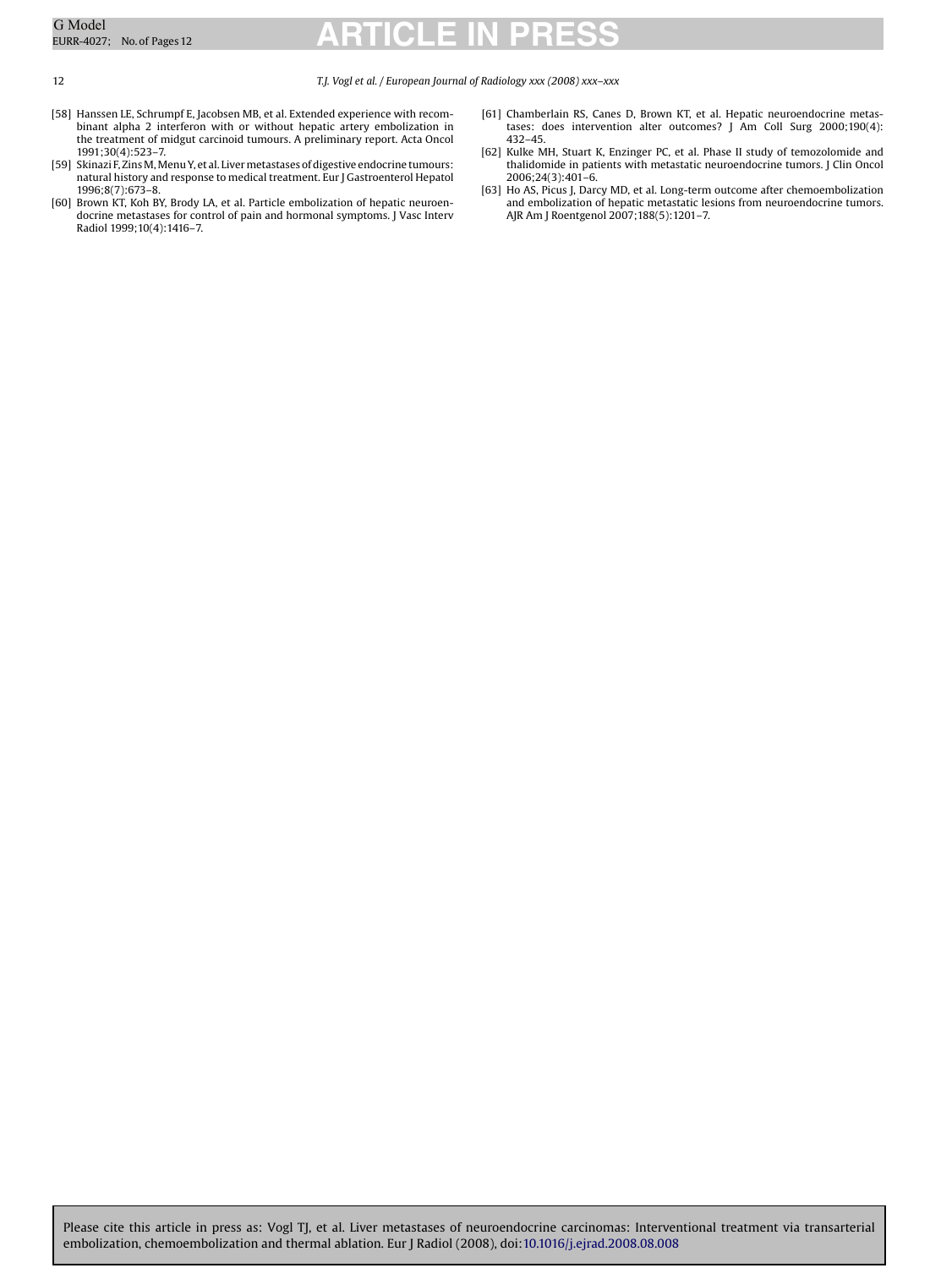[58] Hanssen LE, Schrumpf E, Jacobsen MB, et al. Extended experience with recombinant alpha 2 interferon with or without hepatic artery embolization in the treatment of midgut carcinoid tumours. A preliminary report. Acta Oncol 1991;30(4):523–7.

[59] Skinazi F, Zins M, Menu Y, et al. Liver metastases of digestive endocrine tumours: natural history and response to medical treatment. Eur J Gastroenterol Hepatol 1996;8(7):673–8.

[60] Brown KT, Koh BY, Brody LA, et al. Particle embolization of hepatic neuroendocrine metastases for control of pain and hormonal symptoms. J Vasc Interv Radiol 1999;10(4):1416–7.

[61] Chamberlain RS, Canes D, Brown KT, et al. Hepatic neuroendocrine metastases: does intervention alter outcomes? J Am Coll Surg 2000;190(4): 432–45.

[62] Kulke MH, Stuart K, Enzinger PC, et al. Phase II study of temozolomide and thalidomide in patients with metastatic neuroendocrine tumors. J Clin Oncol 2006;24(3):401–6.

[63] Ho AS, Picus J, Darcy MD, et al. Long-term outcome after chemoembolization and embolization of hepatic metastatic lesions from neuroendocrine tumors. AJR Am J Roentgenol 2007;188(5):1201–7.

Please cite this article in press as: Vogl TJ, et al. Liver metastases of neuroendocrine carcinomas: Interventional treatment via transarterial embolization, chemoembolization and thermal ablation. Eur J Radiol (2008), doi:10.1016/j.ejrad.2008.08.008